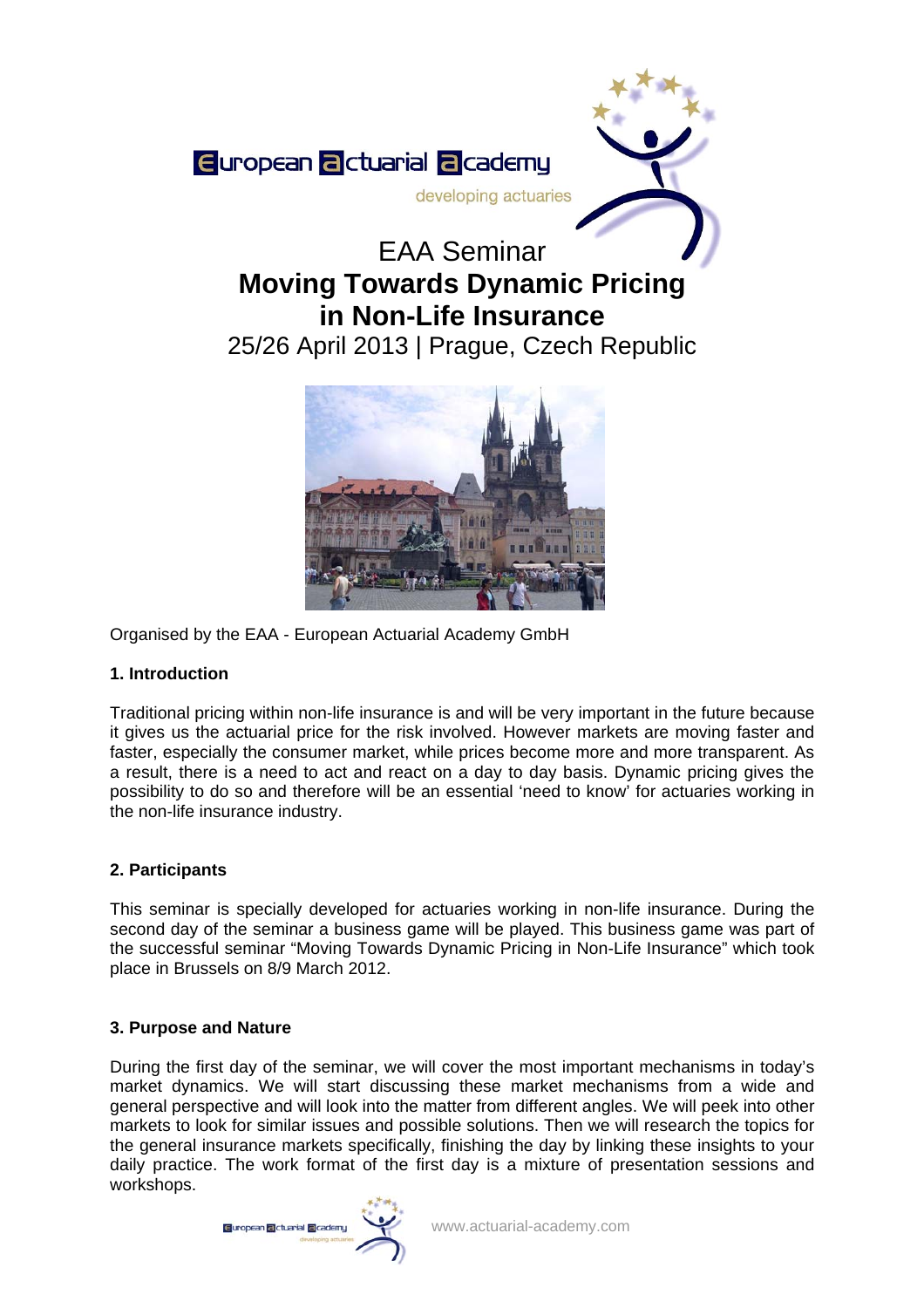European actuarial academy

developing actuaries

# EAA Seminar
# **Moving Towards Dynamic Pricing in Non-Life Insurance**

25/26 April 2013 | Prague, Czech Republic

Organised by the EAA - European Actuarial Academy GmbH

## 1. Introduction

Traditional pricing within non-life insurance is and will be very important in the future because it gives us the actuarial price for the risk involved. However markets are moving faster and faster, especially the consumer market, while prices become more and more transparent. As a result, there is a need to act and react on a day to day basis. Dynamic pricing gives the possibility to do so and therefore will be an essential 'need to know' for actuaries working in the non-life insurance industry.

## 2. Participants

This seminar is specially developed for actuaries working in non-life insurance. During the second day of the seminar a business game will be played. This business game was part of the successful seminar "Moving Towards Dynamic Pricing in Non-Life Insurance" which took place in Brussels on 8/9 March 2012.

## 3. Purpose and Nature

During the first day of the seminar, we will cover the most important mechanisms in today's market dynamics. We will start discussing these market mechanisms from a wide and general perspective and will look into the matter from different angles. We will peek into other markets to look for similar issues and possible solutions. Then we will research the topics for the general insurance markets specifically, finishing the day by linking these insights to your daily practice. The work format of the first day is a mixture of presentation sessions and workshops.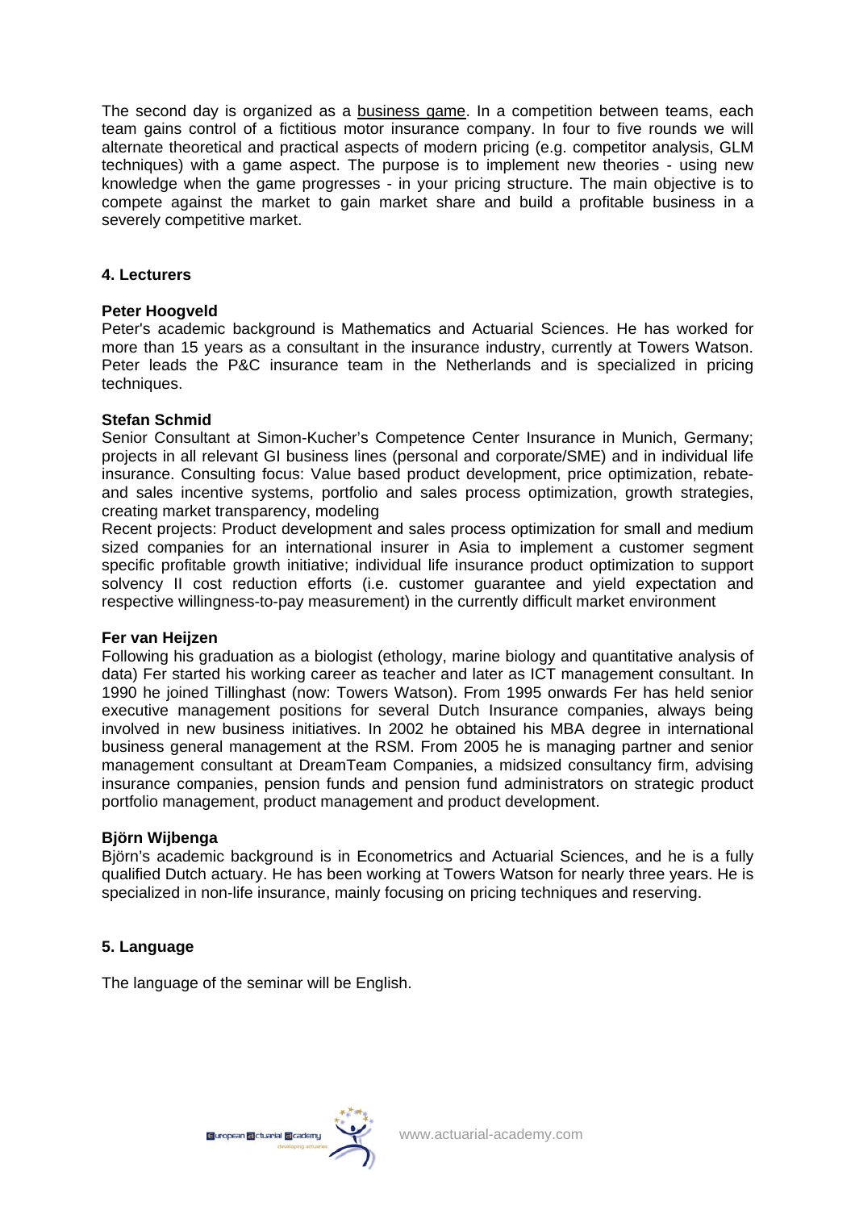The second day is organized as a business game. In a competition between teams, each team gains control of a fictitious motor insurance company. In four to five rounds we will alternate theoretical and practical aspects of modern pricing (e.g. competitor analysis, GLM techniques) with a game aspect. The purpose is to implement new theories - using new knowledge when the game progresses - in your pricing structure. The main objective is to compete against the market to gain market share and build a profitable business in a severely competitive market.

## 4. Lecturers

**Peter Hoogveld**
Peter's academic background is Mathematics and Actuarial Sciences. He has worked for more than 15 years as a consultant in the insurance industry, currently at Towers Watson. Peter leads the P&C insurance team in the Netherlands and is specialized in pricing techniques.

**Stefan Schmid**
Senior Consultant at Simon-Kucher's Competence Center Insurance in Munich, Germany; projects in all relevant GI business lines (personal and corporate/SME) and in individual life insurance. Consulting focus: Value based product development, price optimization, rebate- and sales incentive systems, portfolio and sales process optimization, growth strategies, creating market transparency, modeling
Recent projects: Product development and sales process optimization for small and medium sized companies for an international insurer in Asia to implement a customer segment specific profitable growth initiative; individual life insurance product optimization to support solvency II cost reduction efforts (i.e. customer guarantee and yield expectation and respective willingness-to-pay measurement) in the currently difficult market environment

**Fer van Heijzen**
Following his graduation as a biologist (ethology, marine biology and quantitative analysis of data) Fer started his working career as teacher and later as ICT management consultant. In 1990 he joined Tillinghast (now: Towers Watson). From 1995 onwards Fer has held senior executive management positions for several Dutch Insurance companies, always being involved in new business initiatives. In 2002 he obtained his MBA degree in international business general management at the RSM. From 2005 he is managing partner and senior management consultant at DreamTeam Companies, a midsized consultancy firm, advising insurance companies, pension funds and pension fund administrators on strategic product portfolio management, product management and product development.

**Björn Wijbenga**
Björn's academic background is in Econometrics and Actuarial Sciences, and he is a fully qualified Dutch actuary. He has been working at Towers Watson for nearly three years. He is specialized in non-life insurance, mainly focusing on pricing techniques and reserving.

## 5. Language

The language of the seminar will be English.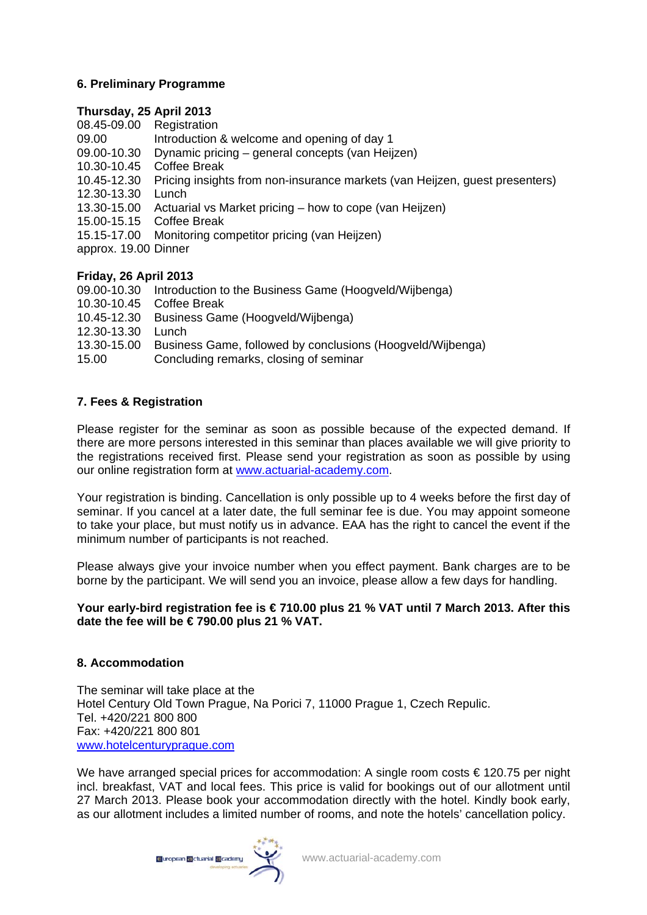## 6. Preliminary Programme

**Thursday, 25 April 2013**

08.45-09.00 Registration
09.00 Introduction & welcome and opening of day 1
09.00-10.30 Dynamic pricing – general concepts (van Heijzen)
10.30-10.45 Coffee Break
10.45-12.30 Pricing insights from non-insurance markets (van Heijzen, guest presenters)
12.30-13.30 Lunch
13.30-15.00 Actuarial vs Market pricing – how to cope (van Heijzen)
15.00-15.15 Coffee Break
15.15-17.00 Monitoring competitor pricing (van Heijzen)
approx. 19.00 Dinner

**Friday, 26 April 2013**

09.00-10.30 Introduction to the Business Game (Hoogveld/Wijbenga)
10.30-10.45 Coffee Break
10.45-12.30 Business Game (Hoogveld/Wijbenga)
12.30-13.30 Lunch
13.30-15.00 Business Game, followed by conclusions (Hoogveld/Wijbenga)
15.00 Concluding remarks, closing of seminar

## 7. Fees & Registration

Please register for the seminar as soon as possible because of the expected demand. If there are more persons interested in this seminar than places available we will give priority to the registrations received first. Please send your registration as soon as possible by using our online registration form at www.actuarial-academy.com.

Your registration is binding. Cancellation is only possible up to 4 weeks before the first day of seminar. If you cancel at a later date, the full seminar fee is due. You may appoint someone to take your place, but must notify us in advance. EAA has the right to cancel the event if the minimum number of participants is not reached.

Please always give your invoice number when you effect payment. Bank charges are to be borne by the participant. We will send you an invoice, please allow a few days for handling.

**Your early-bird registration fee is € 710.00 plus 21 % VAT until 7 March 2013. After this date the fee will be € 790.00 plus 21 % VAT.**

## 8. Accommodation

The seminar will take place at the
Hotel Century Old Town Prague, Na Porici 7, 11000 Prague 1, Czech Repulic.
Tel. +420/221 800 800
Fax: +420/221 800 801
www.hotelcenturyprague.com

We have arranged special prices for accommodation: A single room costs € 120.75 per night incl. breakfast, VAT and local fees. This price is valid for bookings out of our allotment until 27 March 2013. Please book your accommodation directly with the hotel. Kindly book early, as our allotment includes a limited number of rooms, and note the hotels' cancellation policy.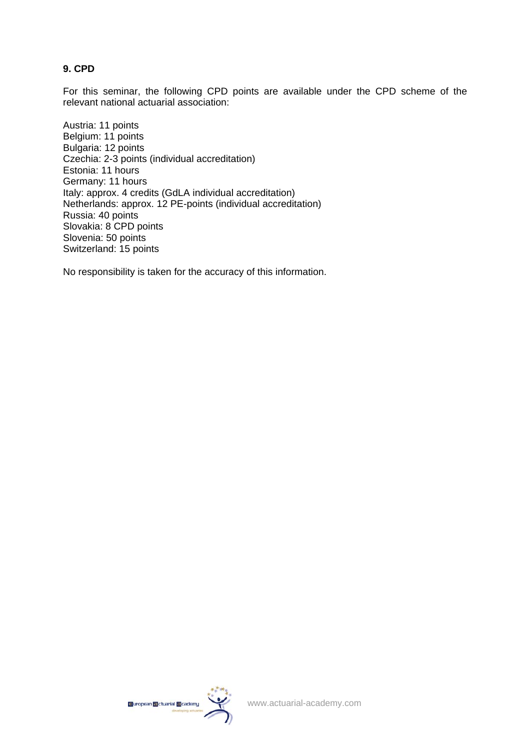## 9. CPD

For this seminar, the following CPD points are available under the CPD scheme of the relevant national actuarial association:

Austria: 11 points
Belgium: 11 points
Bulgaria: 12 points
Czechia: 2-3 points (individual accreditation)
Estonia: 11 hours
Germany: 11 hours
Italy: approx. 4 credits (GdLA individual accreditation)
Netherlands: approx. 12 PE-points (individual accreditation)
Russia: 40 points
Slovakia: 8 CPD points
Slovenia: 50 points
Switzerland: 15 points

No responsibility is taken for the accuracy of this information.